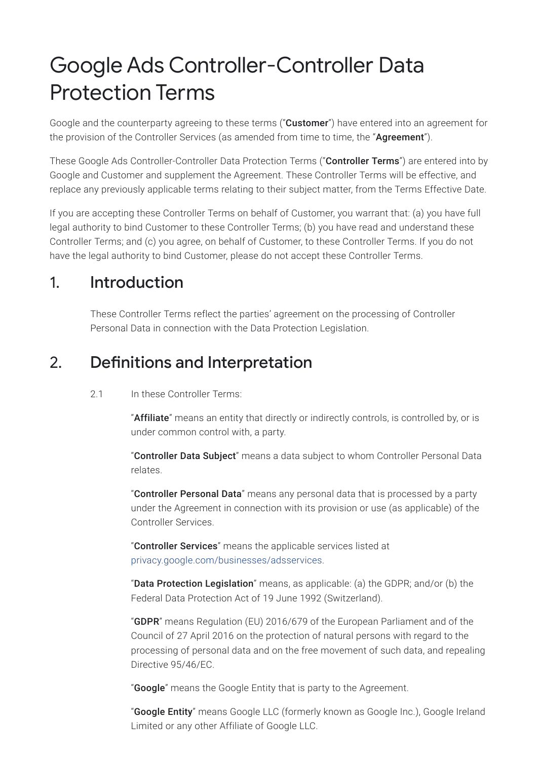# Google Ads Controller-Controller Data Protection Terms

Google and the counterparty agreeing to these terms ("**Customer**") have entered into an agreement for the provision of the Controller Services (as amended from time to time, the "**Agreement**").

These Google Ads Controller-Controller Data Protection Terms ("**Controller Terms**") are entered into by Google and Customer and supplement the Agreement. These Controller Terms will be effective, and replace any previously applicable terms relating to their subject matter, from the Terms Effective Date.

If you are accepting these Controller Terms on behalf of Customer, you warrant that: (a) you have full legal authority to bind Customer to these Controller Terms; (b) you have read and understand these Controller Terms; and (c) you agree, on behalf of Customer, to these Controller Terms. If you do not have the legal authority to bind Customer, please do not accept these Controller Terms.

## 1. Introduction

These Controller Terms reflect the parties' agreement on the processing of Controller Personal Data in connection with the Data Protection Legislation.

## 2. Definitions and Interpretation

2.1 In these Controller Terms:

"**Affiliate**" means an entity that directly or indirectly controls, is controlled by, or is under common control with, a party.

"**Controller Data Subject**" means a data subject to whom Controller Personal Data relates.

"**Controller Personal Data**" means any personal data that is processed by a party under the Agreement in connection with its provision or use (as applicable) of the Controller Services.

"**Controller Services**" means the applicable services listed at privacy.google.com/businesses/adsservices.

"**Data Protection Legislation**" means, as applicable: (a) the GDPR; and/or (b) the Federal Data Protection Act of 19 June 1992 (Switzerland).

"**GDPR**" means Regulation (EU) 2016/679 of the European Parliament and of the Council of 27 April 2016 on the protection of natural persons with regard to the processing of personal data and on the free movement of such data, and repealing Directive 95/46/EC.

"**Google**" means the Google Entity that is party to the Agreement.

"**Google Entity**" means Google LLC (formerly known as Google Inc.), Google Ireland Limited or any other Affiliate of Google LLC.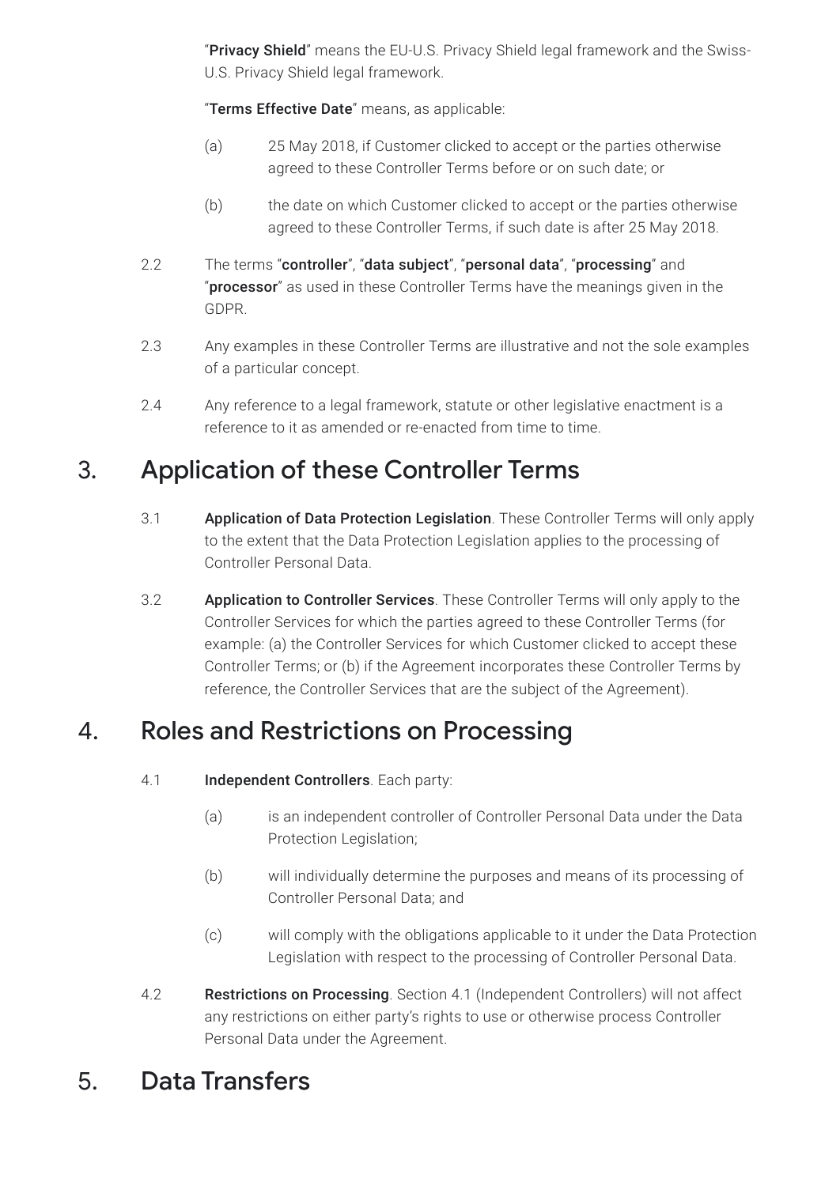"**Privacy Shield**" means the EU-U.S. Privacy Shield legal framework and the Swiss-U.S. Privacy Shield legal framework.

"**Terms Effective Date**" means, as applicable:

(a) 25 May 2018, if Customer clicked to accept or the parties otherwise agreed to these Controller Terms before or on such date; or

(b) the date on which Customer clicked to accept or the parties otherwise agreed to these Controller Terms, if such date is after 25 May 2018.

2.2 The terms "**controller**", "**data subject**", "**personal data**", "**processing**" and "**processor**" as used in these Controller Terms have the meanings given in the GDPR.

2.3 Any examples in these Controller Terms are illustrative and not the sole examples of a particular concept.

2.4 Any reference to a legal framework, statute or other legislative enactment is a reference to it as amended or re-enacted from time to time.

## 3. Application of these Controller Terms

3.1 **Application of Data Protection Legislation**. These Controller Terms will only apply to the extent that the Data Protection Legislation applies to the processing of Controller Personal Data.

3.2 **Application to Controller Services**. These Controller Terms will only apply to the Controller Services for which the parties agreed to these Controller Terms (for example: (a) the Controller Services for which Customer clicked to accept these Controller Terms; or (b) if the Agreement incorporates these Controller Terms by reference, the Controller Services that are the subject of the Agreement).

## 4. Roles and Restrictions on Processing

4.1 **Independent Controllers**. Each party:

(a) is an independent controller of Controller Personal Data under the Data Protection Legislation;

(b) will individually determine the purposes and means of its processing of Controller Personal Data; and

(c) will comply with the obligations applicable to it under the Data Protection Legislation with respect to the processing of Controller Personal Data.

4.2 **Restrictions on Processing**. Section 4.1 (Independent Controllers) will not affect any restrictions on either party's rights to use or otherwise process Controller Personal Data under the Agreement.

## 5. Data Transfers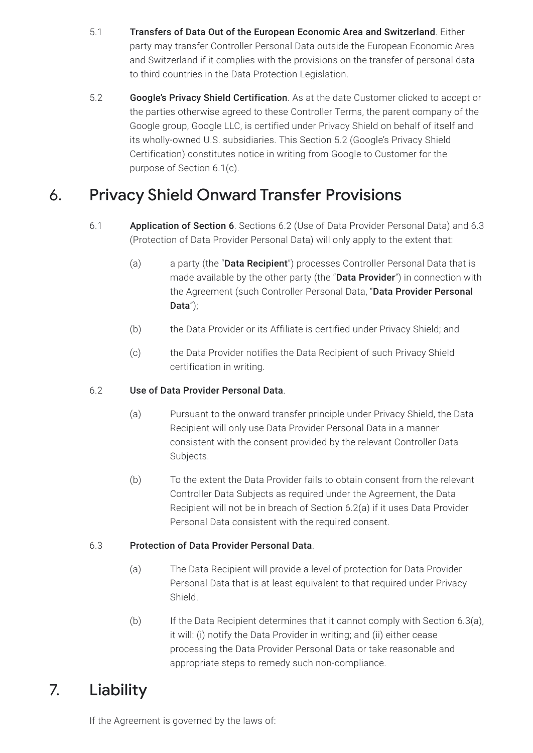5.1 **Transfers of Data Out of the European Economic Area and Switzerland**. Either party may transfer Controller Personal Data outside the European Economic Area and Switzerland if it complies with the provisions on the transfer of personal data to third countries in the Data Protection Legislation.

5.2 **Google's Privacy Shield Certification**. As at the date Customer clicked to accept or the parties otherwise agreed to these Controller Terms, the parent company of the Google group, Google LLC, is certified under Privacy Shield on behalf of itself and its wholly-owned U.S. subsidiaries. This Section 5.2 (Google's Privacy Shield Certification) constitutes notice in writing from Google to Customer for the purpose of Section 6.1(c).

## 6. Privacy Shield Onward Transfer Provisions

6.1 **Application of Section 6**. Sections 6.2 (Use of Data Provider Personal Data) and 6.3 (Protection of Data Provider Personal Data) will only apply to the extent that:

(a) a party (the "**Data Recipient**") processes Controller Personal Data that is made available by the other party (the "**Data Provider**") in connection with the Agreement (such Controller Personal Data, "**Data Provider Personal Data**");

(b) the Data Provider or its Affiliate is certified under Privacy Shield; and

(c) the Data Provider notifies the Data Recipient of such Privacy Shield certification in writing.

6.2 **Use of Data Provider Personal Data**.

(a) Pursuant to the onward transfer principle under Privacy Shield, the Data Recipient will only use Data Provider Personal Data in a manner consistent with the consent provided by the relevant Controller Data Subjects.

(b) To the extent the Data Provider fails to obtain consent from the relevant Controller Data Subjects as required under the Agreement, the Data Recipient will not be in breach of Section 6.2(a) if it uses Data Provider Personal Data consistent with the required consent.

6.3 **Protection of Data Provider Personal Data**.

(a) The Data Recipient will provide a level of protection for Data Provider Personal Data that is at least equivalent to that required under Privacy Shield.

(b) If the Data Recipient determines that it cannot comply with Section 6.3(a), it will: (i) notify the Data Provider in writing; and (ii) either cease processing the Data Provider Personal Data or take reasonable and appropriate steps to remedy such non-compliance.

## 7. Liability

If the Agreement is governed by the laws of: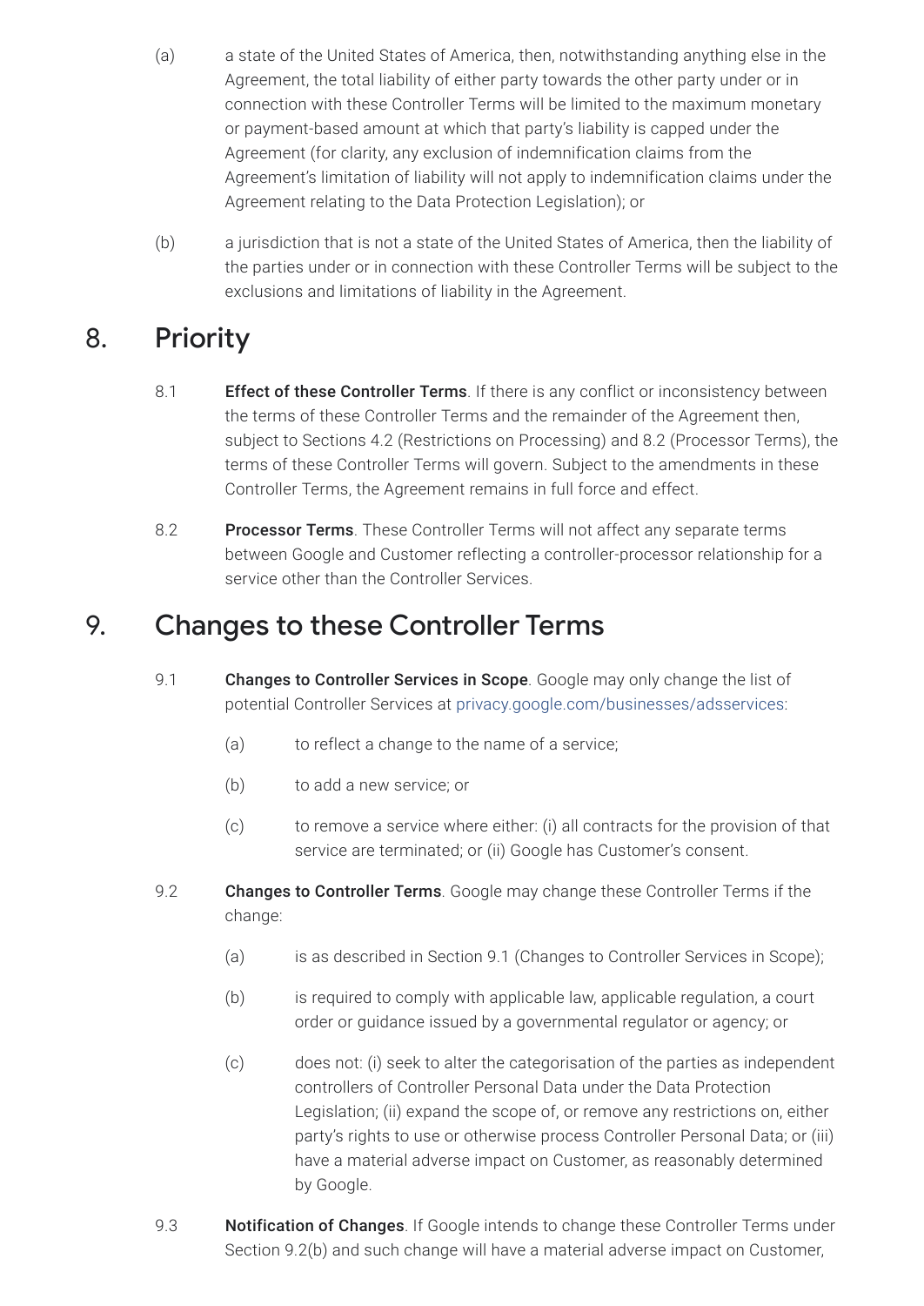(a) a state of the United States of America, then, notwithstanding anything else in the Agreement, the total liability of either party towards the other party under or in connection with these Controller Terms will be limited to the maximum monetary or payment-based amount at which that party's liability is capped under the Agreement (for clarity, any exclusion of indemnification claims from the Agreement's limitation of liability will not apply to indemnification claims under the Agreement relating to the Data Protection Legislation); or

(b) a jurisdiction that is not a state of the United States of America, then the liability of the parties under or in connection with these Controller Terms will be subject to the exclusions and limitations of liability in the Agreement.

## 8. Priority

8.1 **Effect of these Controller Terms**. If there is any conflict or inconsistency between the terms of these Controller Terms and the remainder of the Agreement then, subject to Sections 4.2 (Restrictions on Processing) and 8.2 (Processor Terms), the terms of these Controller Terms will govern. Subject to the amendments in these Controller Terms, the Agreement remains in full force and effect.

8.2 **Processor Terms**. These Controller Terms will not affect any separate terms between Google and Customer reflecting a controller-processor relationship for a service other than the Controller Services.

## 9. Changes to these Controller Terms

9.1 **Changes to Controller Services in Scope**. Google may only change the list of potential Controller Services at privacy.google.com/businesses/adsservices:

(a) to reflect a change to the name of a service;

(b) to add a new service; or

(c) to remove a service where either: (i) all contracts for the provision of that service are terminated; or (ii) Google has Customer's consent.

9.2 **Changes to Controller Terms**. Google may change these Controller Terms if the change:

(a) is as described in Section 9.1 (Changes to Controller Services in Scope);

(b) is required to comply with applicable law, applicable regulation, a court order or guidance issued by a governmental regulator or agency; or

(c) does not: (i) seek to alter the categorisation of the parties as independent controllers of Controller Personal Data under the Data Protection Legislation; (ii) expand the scope of, or remove any restrictions on, either party's rights to use or otherwise process Controller Personal Data; or (iii) have a material adverse impact on Customer, as reasonably determined by Google.

9.3 **Notification of Changes**. If Google intends to change these Controller Terms under Section 9.2(b) and such change will have a material adverse impact on Customer,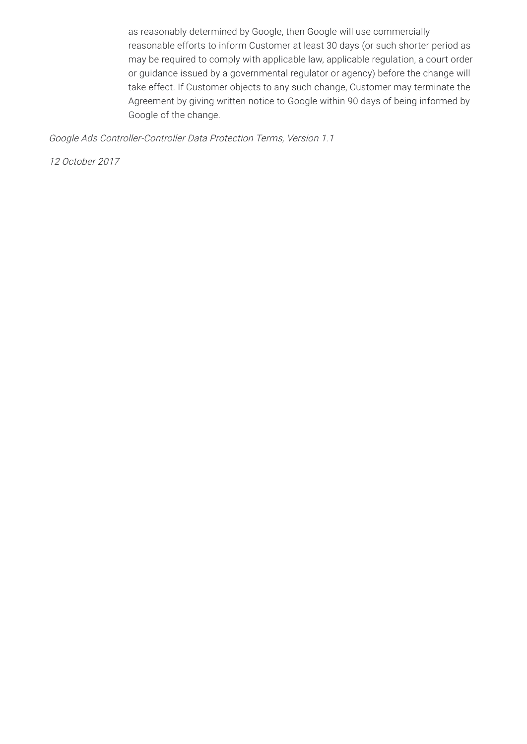as reasonably determined by Google, then Google will use commercially reasonable efforts to inform Customer at least 30 days (or such shorter period as may be required to comply with applicable law, applicable regulation, a court order or guidance issued by a governmental regulator or agency) before the change will take effect. If Customer objects to any such change, Customer may terminate the Agreement by giving written notice to Google within 90 days of being informed by Google of the change.

*Google Ads Controller-Controller Data Protection Terms, Version 1.1*

*12 October 2017*